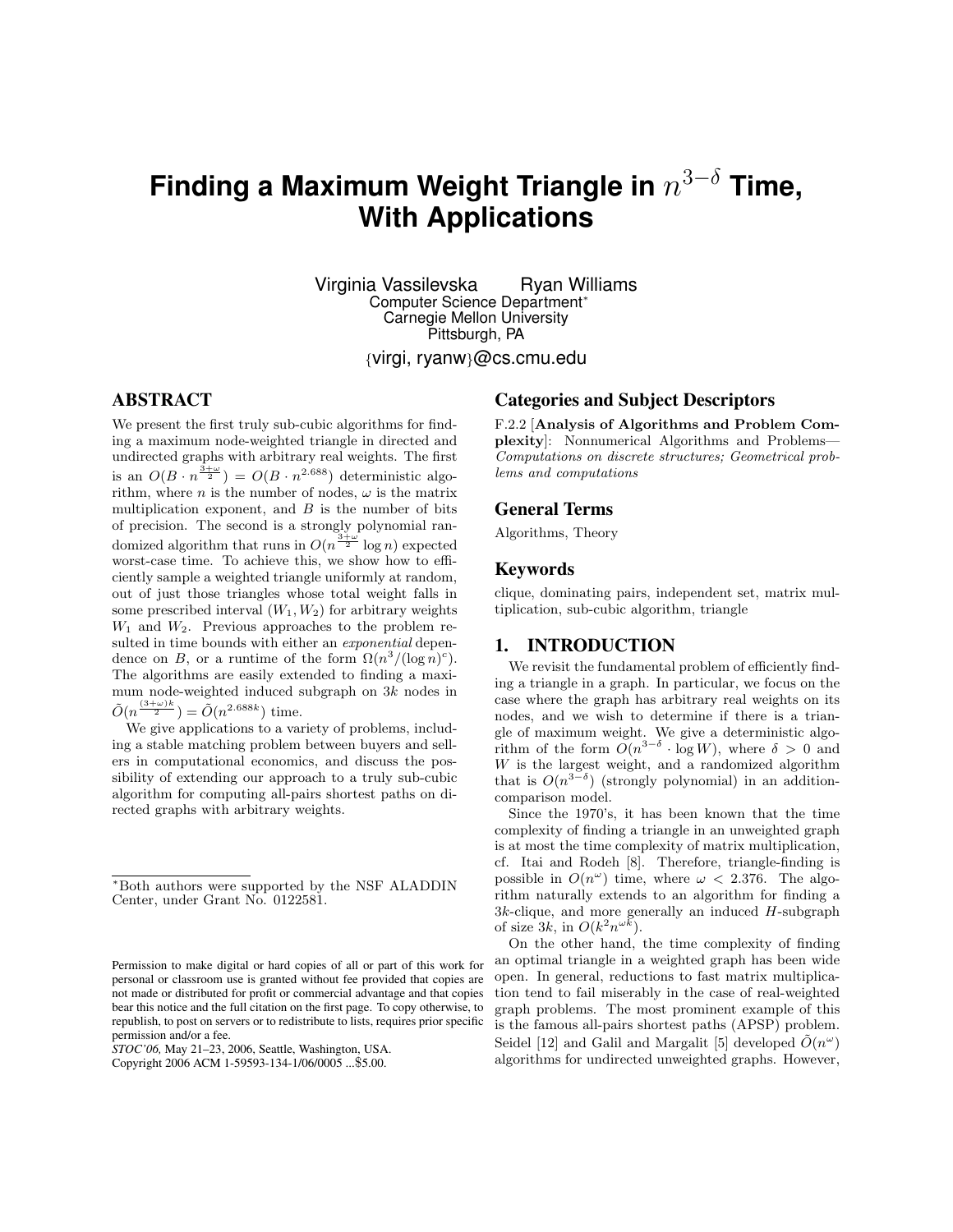# Finding a Maximum Weight Triangle in $n^{3-\delta}$ Time, With Applications

Virginia Vassilevska Ryan Williams
Computer Science Department*
Carnegie Mellon University
Pittsburgh, PA
{virgi, ryanw}@cs.cmu.edu

## ABSTRACT

We present the first truly sub-cubic algorithms for finding a maximum node-weighted triangle in directed and undirected graphs with arbitrary real weights. The first is an $O(B \cdot n^{\frac{3+\omega}{2}}) = O(B \cdot n^{2.688})$ deterministic algorithm, where $n$ is the number of nodes, $\omega$ is the matrix multiplication exponent, and $B$ is the number of bits of precision. The second is a strongly polynomial randomized algorithm that runs in $O(n^{\frac{3+\omega}{2}} \log n)$ expected worst-case time. To achieve this, we show how to efficiently sample a weighted triangle uniformly at random, out of just those triangles whose total weight falls in some prescribed interval $(W_1, W_2)$ for arbitrary weights $W_1$ and $W_2$. Previous approaches to the problem resulted in time bounds with either an *exponential* dependence on $B$, or a runtime of the form $\Omega(n^3/(\log n)^c)$. The algorithms are easily extended to finding a maximum node-weighted induced subgraph on $3k$ nodes in $\tilde{O}(n^{\frac{(3+\omega)k}{2}}) = \tilde{O}(n^{2.688k})$ time.

We give applications to a variety of problems, including a stable matching problem between buyers and sellers in computational economics, and discuss the possibility of extending our approach to a truly sub-cubic algorithm for computing all-pairs shortest paths on directed graphs with arbitrary weights.

*Both authors were supported by the NSF ALADDIN Center, under Grant No. 0122581.

Permission to make digital or hard copies of all or part of this work for personal or classroom use is granted without fee provided that copies are not made or distributed for profit or commercial advantage and that copies bear this notice and the full citation on the first page. To copy otherwise, to republish, to post on servers or to redistribute to lists, requires prior specific permission and/or a fee.
*STOC'06,* May 21–23, 2006, Seattle, Washington, USA.
Copyright 2006 ACM 1-59593-134-1/06/0005 ...$5.00.

## Categories and Subject Descriptors

F.2.2 [**Analysis of Algorithms and Problem Complexity**]: Nonnumerical Algorithms and Problems—*Computations on discrete structures; Geometrical problems and computations*

## General Terms

Algorithms, Theory

## Keywords

clique, dominating pairs, independent set, matrix multiplication, sub-cubic algorithm, triangle

## 1. INTRODUCTION

We revisit the fundamental problem of efficiently finding a triangle in a graph. In particular, we focus on the case where the graph has arbitrary real weights on its nodes, and we wish to determine if there is a triangle of maximum weight. We give a deterministic algorithm of the form $O(n^{3-\delta} \cdot \log W)$, where $\delta > 0$ and $W$ is the largest weight, and a randomized algorithm that is $O(n^{3-\delta})$ (strongly polynomial) in an addition-comparison model.

Since the 1970's, it has been known that the time complexity of finding a triangle in an unweighted graph is at most the time complexity of matrix multiplication, cf. Itai and Rodeh [8]. Therefore, triangle-finding is possible in $O(n^{\omega})$ time, where $\omega < 2.376$. The algorithm naturally extends to an algorithm for finding a $3k$-clique, and more generally an induced $H$-subgraph of size $3k$, in $O(k^2 n^{\omega k})$.

On the other hand, the time complexity of finding an optimal triangle in a weighted graph has been wide open. In general, reductions to fast matrix multiplication tend to fail miserably in the case of real-weighted graph problems. The most prominent example of this is the famous all-pairs shortest paths (APSP) problem. Seidel [12] and Galil and Margalit [5] developed $\tilde{O}(n^{\omega})$ algorithms for undirected unweighted graphs. However,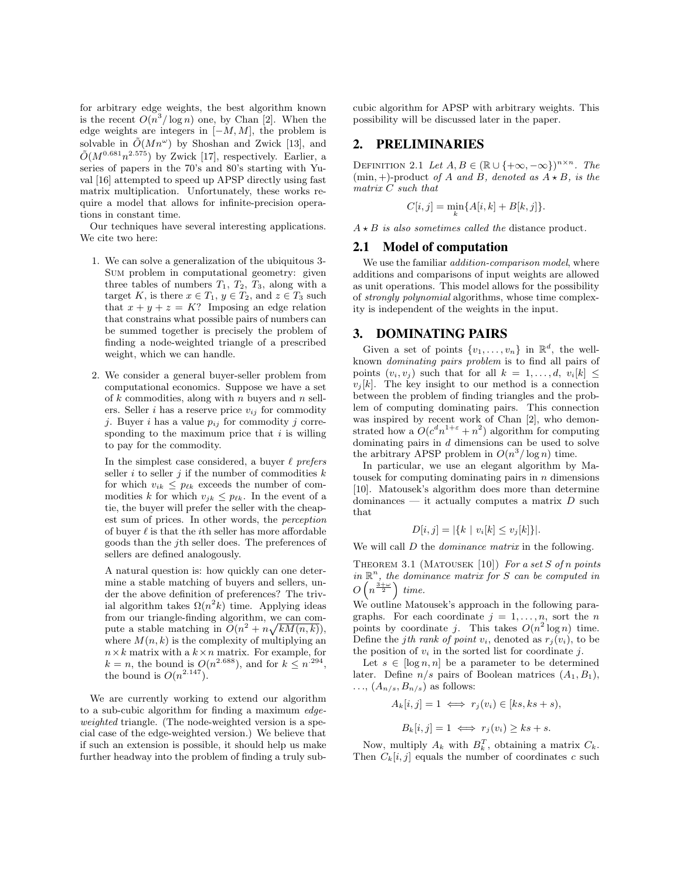for arbitrary edge weights, the best algorithm known is the recent $O(n^3/\log n)$ one, by Chan [2]. When the edge weights are integers in $[-M, M]$, the problem is solvable in $\tilde{O}(Mn^{\omega})$ by Shoshan and Zwick [13], and $\tilde{O}(M^{0.681}n^{2.575})$ by Zwick [17], respectively. Earlier, a series of papers in the 70's and 80's starting with Yuval [16] attempted to speed up APSP directly using fast matrix multiplication. Unfortunately, these works require a model that allows for infinite-precision operations in constant time.

Our techniques have several interesting applications. We cite two here:

1. We can solve a generalization of the ubiquitous 3-SUM problem in computational geometry: given three tables of numbers $T_1$, $T_2$, $T_3$, along with a target $K$, is there $x \in T_1$, $y \in T_2$, and $z \in T_3$ such that $x + y + z = K$? Imposing an edge relation that constrains what possible pairs of numbers can be summed together is precisely the problem of finding a node-weighted triangle of a prescribed weight, which we can handle.

2. We consider a general buyer-seller problem from computational economics. Suppose we have a set of $k$ commodities, along with $n$ buyers and $n$ sellers. Seller $i$ has a reserve price $v_{ij}$ for commodity $j$. Buyer $i$ has a value $p_{ij}$ for commodity $j$ corresponding to the maximum price that $i$ is willing to pay for the commodity.

   In the simplest case considered, a buyer $\ell$ *prefers* seller $i$ to seller $j$ if the number of commodities $k$ for which $v_{ik} \leq p_{\ell k}$ exceeds the number of commodities $k$ for which $v_{jk} \leq p_{\ell k}$. In the event of a tie, the buyer will prefer the seller with the cheapest sum of prices. In other words, the *perception* of buyer $\ell$ is that the $i$th seller has more affordable goods than the $j$th seller does. The preferences of sellers are defined analogously.

   A natural question is: how quickly can one determine a stable matching of buyers and sellers, under the above definition of preferences? The trivial algorithm takes $\Omega(n^2k)$ time. Applying ideas from our triangle-finding algorithm, we can compute a stable matching in $O(n^2 + n\sqrt{kM(n,k)})$, where $M(n,k)$ is the complexity of multiplying an $n \times k$ matrix with a $k \times n$ matrix. For example, for $k = n$, the bound is $O(n^{2.688})$, and for $k \leq n^{.294}$, the bound is $O(n^{2.147})$.

We are currently working to extend our algorithm to a sub-cubic algorithm for finding a maximum *edge-weighted* triangle. (The node-weighted version is a special case of the edge-weighted version.) We believe that if such an extension is possible, it should help us make further headway into the problem of finding a truly sub-cubic algorithm for APSP with arbitrary weights. This possibility will be discussed later in the paper.

## 2. PRELIMINARIES

DEFINITION 2.1 *Let $A, B \in (\mathbb{R} \cup \{+\infty, -\infty\})^{n \times n}$. The* $(\min, +)$-product *of $A$ and $B$, denoted as $A \star B$, is the matrix $C$ such that*

$$C[i,j] = \min_k \{A[i,k] + B[k,j]\}.$$

*$A \star B$ is also sometimes called the* distance product.

### 2.1 Model of computation

We use the familiar *addition-comparison model*, where additions and comparisons of input weights are allowed as unit operations. This model allows for the possibility of *strongly polynomial* algorithms, whose time complexity is independent of the weights in the input.

## 3. DOMINATING PAIRS

Given a set of points $\{v_1, \ldots, v_n\}$ in $\mathbb{R}^d$, the well-known *dominating pairs problem* is to find all pairs of points $(v_i, v_j)$ such that for all $k = 1, \ldots, d$, $v_i[k] \leq v_j[k]$. The key insight to our method is a connection between the problem of finding triangles and the problem of computing dominating pairs. This connection was inspired by recent work of Chan [2], who demonstrated how a $O(c^d n^{1+\varepsilon} + n^2)$ algorithm for computing dominating pairs in $d$ dimensions can be used to solve the arbitrary APSP problem in $O(n^3/\log n)$ time.

In particular, we use an elegant algorithm by Matousek for computing dominating pairs in $n$ dimensions [10]. Matousek's algorithm does more than determine dominances — it actually computes a matrix $D$ such that

$$D[i,j] = |\{k \mid v_i[k] \leq v_j[k]\}|.$$

We will call $D$ the *dominance matrix* in the following.

THEOREM 3.1 (MATOUSEK [10]) *For a set $S$ of $n$ points in $\mathbb{R}^n$, the dominance matrix for $S$ can be computed in $O\left(n^{\frac{3+\omega}{2}}\right)$ time.*

We outline Matousek's approach in the following paragraphs. For each coordinate $j = 1, \ldots, n$, sort the $n$ points by coordinate $j$. This takes $O(n^2 \log n)$ time. Define the *$j$th rank of point $v_i$*, denoted as $r_j(v_i)$, to be the position of $v_i$ in the sorted list for coordinate $j$.

Let $s \in [\log n, n]$ be a parameter to be determined later. Define $n/s$ pairs of Boolean matrices $(A_1, B_1)$, $\ldots$, $(A_{n/s}, B_{n/s})$ as follows:

$$A_k[i,j] = 1 \iff r_j(v_i) \in [ks, ks+s),$$

$$B_k[i,j] = 1 \iff r_j(v_i) \geq ks + s.$$

Now, multiply $A_k$ with $B_k^T$, obtaining a matrix $C_k$. Then $C_k[i,j]$ equals the number of coordinates $c$ such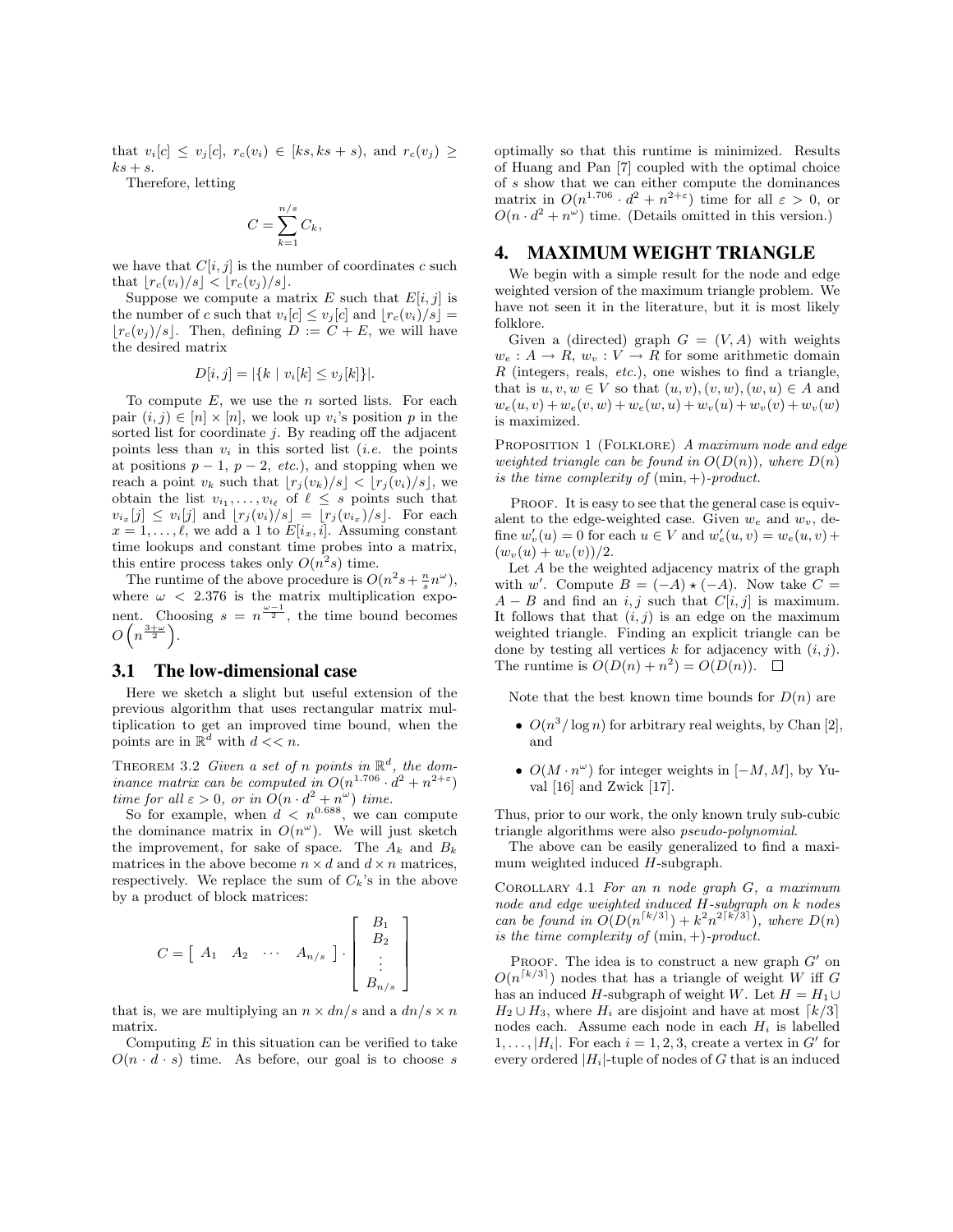that $v_i[c] \leq v_j[c]$, $r_c(v_i) \in [ks, ks+s)$, and $r_c(v_j) \geq ks + s$.

Therefore, letting

$$C = \sum_{k=1}^{n/s} C_k,$$

we have that $C[i,j]$ is the number of coordinates $c$ such that $\lfloor r_c(v_i)/s \rfloor < \lfloor r_c(v_j)/s \rfloor$.

Suppose we compute a matrix $E$ such that $E[i,j]$ is the number of $c$ such that $v_i[c] \leq v_j[c]$ and $\lfloor r_c(v_i)/s \rfloor = \lfloor r_c(v_j)/s \rfloor$. Then, defining $D := C + E$, we will have the desired matrix

$$D[i,j] = |\{k \mid v_i[k] \leq v_j[k]\}|.$$

To compute $E$, we use the $n$ sorted lists. For each pair $(i,j) \in [n] \times [n]$, we look up $v_i$'s position $p$ in the sorted list for coordinate $j$. By reading off the adjacent points less than $v_i$ in this sorted list (*i.e.* the points at positions $p-1$, $p-2$, *etc.*), and stopping when we reach a point $v_k$ such that $\lfloor r_j(v_k)/s \rfloor < \lfloor r_j(v_i)/s \rfloor$, we obtain the list $v_{i_1}, \ldots, v_{i_\ell}$ of $\ell \leq s$ points such that $v_{i_x}[j] \leq v_i[j]$ and $\lfloor r_j(v_i)/s \rfloor = \lfloor r_j(v_{i_x})/s \rfloor$. For each $x = 1, \ldots, \ell$, we add a 1 to $E[i_x, i]$. Assuming constant time lookups and constant time probes into a matrix, this entire process takes only $O(n^2 s)$ time.

The runtime of the above procedure is $O(n^2 s + \frac{n}{s} n^\omega)$, where $\omega < 2.376$ is the matrix multiplication exponent. Choosing $s = n^{\frac{\omega-1}{2}}$, the time bound becomes $O\left(n^{\frac{3+\omega}{2}}\right)$.

### 3.1 The low-dimensional case

Here we sketch a slight but useful extension of the previous algorithm that uses rectangular matrix multiplication to get an improved time bound, when the points are in $\mathbb{R}^d$ with $d << n$.

Theorem 3.2 *Given a set of $n$ points in $\mathbb{R}^d$, the dominance matrix can be computed in $O(n^{1.706} \cdot d^2 + n^{2+\varepsilon})$ time for all $\varepsilon > 0$, or in $O(n \cdot d^2 + n^\omega)$ time.*

So for example, when $d < n^{0.688}$, we can compute the dominance matrix in $O(n^\omega)$. We will just sketch the improvement, for sake of space. The $A_k$ and $B_k$ matrices in the above become $n \times d$ and $d \times n$ matrices, respectively. We replace the sum of $C_k$'s in the above by a product of block matrices:

$$C = \left[ \begin{array}{cccc} A_1 & A_2 & \cdots & A_{n/s} \end{array} \right] \cdot \left[ \begin{array}{c} B_1 \\ B_2 \\ \vdots \\ B_{n/s} \end{array} \right]$$

that is, we are multiplying an $n \times dn/s$ and a $dn/s \times n$ matrix.

Computing $E$ in this situation can be verified to take $O(n \cdot d \cdot s)$ time. As before, our goal is to choose $s$ optimally so that this runtime is minimized. Results of Huang and Pan [7] coupled with the optimal choice of $s$ show that we can either compute the dominances matrix in $O(n^{1.706} \cdot d^2 + n^{2+\varepsilon})$ time for all $\varepsilon > 0$, or $O(n \cdot d^2 + n^\omega)$ time. (Details omitted in this version.)

## 4. MAXIMUM WEIGHT TRIANGLE

We begin with a simple result for the node and edge weighted version of the maximum triangle problem. We have not seen it in the literature, but it is most likely folklore.

Given a (directed) graph $G = (V, A)$ with weights $w_e : A \to R$, $w_v : V \to R$ for some arithmetic domain $R$ (integers, reals, *etc.*), one wishes to find a triangle, that is $u, v, w \in V$ so that $(u,v), (v,w), (w,u) \in A$ and $w_e(u,v) + w_e(v,w) + w_e(w,u) + w_v(u) + w_v(v) + w_v(w)$ is maximized.

Proposition 1 (Folklore) *A maximum node and edge weighted triangle can be found in $O(D(n))$, where $D(n)$ is the time complexity of $(\min, +)$-product.*

Proof. It is easy to see that the general case is equivalent to the edge-weighted case. Given $w_e$ and $w_v$, define $w'_v(u) = 0$ for each $u \in V$ and $w'_e(u,v) = w_e(u,v) + (w_v(u) + w_v(v))/2$.

Let $A$ be the weighted adjacency matrix of the graph with $w'$. Compute $B = (-A) \star (-A)$. Now take $C = A - B$ and find an $i, j$ such that $C[i,j]$ is maximum. It follows that that $(i,j)$ is an edge on the maximum weighted triangle. Finding an explicit triangle can be done by testing all vertices $k$ for adjacency with $(i,j)$. The runtime is $O(D(n) + n^2) = O(D(n))$. □

Note that the best known time bounds for $D(n)$ are

- $O(n^3 / \log n)$ for arbitrary real weights, by Chan [2], and
- $O(M \cdot n^\omega)$ for integer weights in $[-M, M]$, by Yuval [16] and Zwick [17].

Thus, prior to our work, the only known truly sub-cubic triangle algorithms were also *pseudo-polynomial*.

The above can be easily generalized to find a maximum weighted induced $H$-subgraph.

Corollary 4.1 *For an $n$ node graph $G$, a maximum node and edge weighted induced $H$-subgraph on $k$ nodes can be found in $O(D(n^{\lceil k/3 \rceil}) + k^2 n^{2\lceil k/3 \rceil})$, where $D(n)$ is the time complexity of $(\min, +)$-product.*

Proof. The idea is to construct a new graph $G'$ on $O(n^{\lceil k/3 \rceil})$ nodes that has a triangle of weight $W$ iff $G$ has an induced $H$-subgraph of weight $W$. Let $H = H_1 \cup H_2 \cup H_3$, where $H_i$ are disjoint and have at most $\lceil k/3 \rceil$ nodes each. Assume each node in each $H_i$ is labelled $1, \ldots, |H_i|$. For each $i = 1, 2, 3$, create a vertex in $G'$ for every ordered $|H_i|$-tuple of nodes of $G$ that is an induced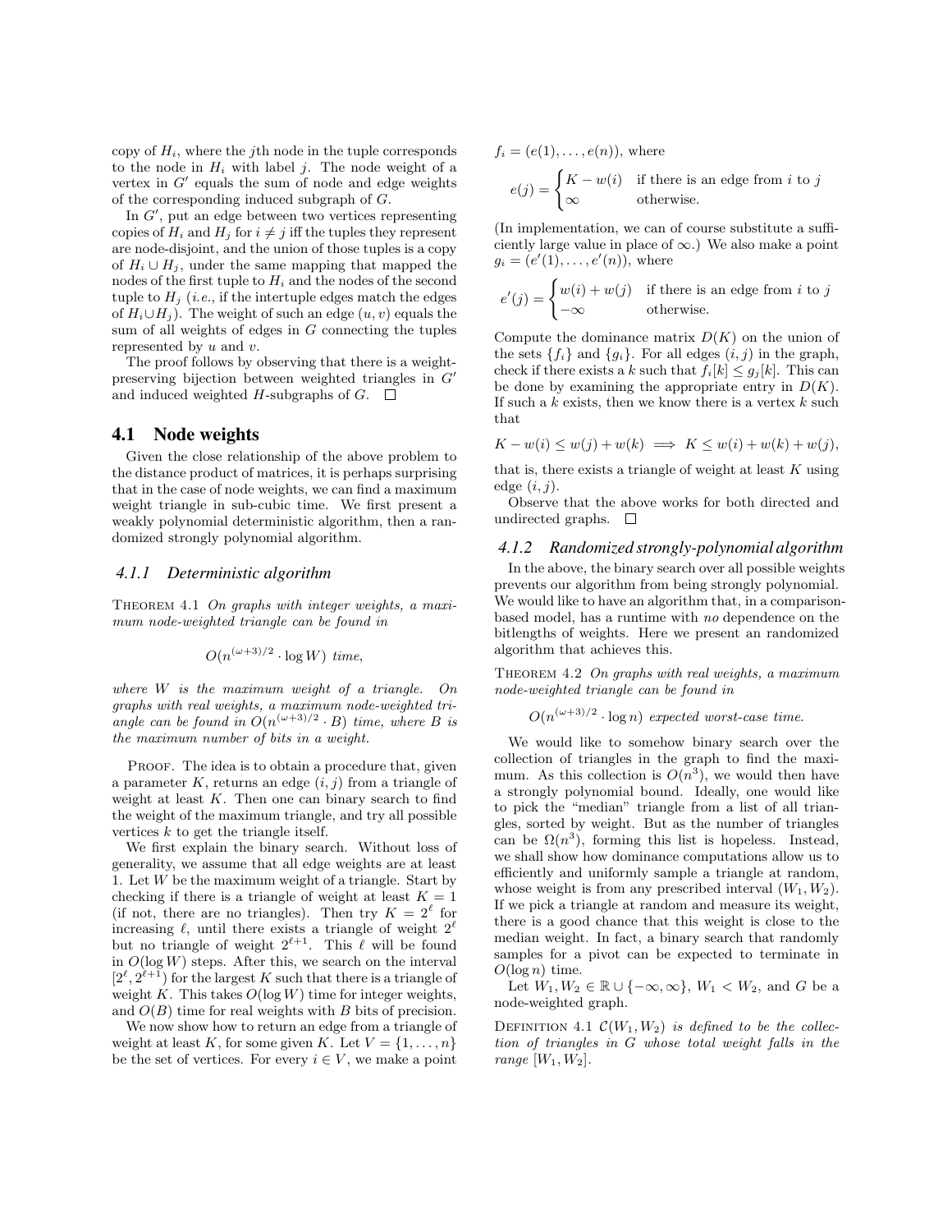copy of $H_i$, where the $j$th node in the tuple corresponds to the node in $H_i$ with label $j$. The node weight of a vertex in $G'$ equals the sum of node and edge weights of the corresponding induced subgraph of $G$.

In $G'$, put an edge between two vertices representing copies of $H_i$ and $H_j$ for $i \neq j$ iff the tuples they represent are node-disjoint, and the union of those tuples is a copy of $H_i \cup H_j$, under the same mapping that mapped the nodes of the first tuple to $H_i$ and the nodes of the second tuple to $H_j$ (*i.e.*, if the intertuple edges match the edges of $H_i \cup H_j$). The weight of such an edge $(u, v)$ equals the sum of all weights of edges in $G$ connecting the tuples represented by $u$ and $v$.

The proof follows by observing that there is a weight-preserving bijection between weighted triangles in $G'$ and induced weighted $H$-subgraphs of $G$. □

## 4.1 Node weights

Given the close relationship of the above problem to the distance product of matrices, it is perhaps surprising that in the case of node weights, we can find a maximum weight triangle in sub-cubic time. We first present a weakly polynomial deterministic algorithm, then a randomized strongly polynomial algorithm.

### 4.1.1 Deterministic algorithm

THEOREM 4.1 *On graphs with integer weights, a maximum node-weighted triangle can be found in*

$$O(n^{(\omega+3)/2} \cdot \log W) \text{ time,}$$

*where $W$ is the maximum weight of a triangle. On graphs with real weights, a maximum node-weighted triangle can be found in $O(n^{(\omega+3)/2} \cdot B)$ time, where $B$ is the maximum number of bits in a weight.*

PROOF. The idea is to obtain a procedure that, given a parameter $K$, returns an edge $(i, j)$ from a triangle of weight at least $K$. Then one can binary search to find the weight of the maximum triangle, and try all possible vertices $k$ to get the triangle itself.

We first explain the binary search. Without loss of generality, we assume that all edge weights are at least 1. Let $W$ be the maximum weight of a triangle. Start by checking if there is a triangle of weight at least $K = 1$ (if not, there are no triangles). Then try $K = 2^\ell$ for increasing $\ell$, until there exists a triangle of weight $2^\ell$ but no triangle of weight $2^{\ell+1}$. This $\ell$ will be found in $O(\log W)$ steps. After this, we search on the interval $[2^\ell, 2^{\ell+1})$ for the largest $K$ such that there is a triangle of weight $K$. This takes $O(\log W)$ time for integer weights, and $O(B)$ time for real weights with $B$ bits of precision.

We now show how to return an edge from a triangle of weight at least $K$, for some given $K$. Let $V = \{1, \ldots, n\}$ be the set of vertices. For every $i \in V$, we make a point $f_i = (e(1), \ldots, e(n))$, where

$$e(j) = \begin{cases} K - w(i) & \text{if there is an edge from } i \text{ to } j \\ \infty & \text{otherwise.} \end{cases}$$

(In implementation, we can of course substitute a sufficiently large value in place of $\infty$.) We also make a point $g_i = (e'(1), \ldots, e'(n))$, where

$$e'(j) = \begin{cases} w(i) + w(j) & \text{if there is an edge from } i \text{ to } j \\ -\infty & \text{otherwise.} \end{cases}$$

Compute the dominance matrix $D(K)$ on the union of the sets $\{f_i\}$ and $\{g_i\}$. For all edges $(i, j)$ in the graph, check if there exists a $k$ such that $f_i[k] \leq g_j[k]$. This can be done by examining the appropriate entry in $D(K)$. If such a $k$ exists, then we know there is a vertex $k$ such that

$$K - w(i) \leq w(j) + w(k) \implies K \leq w(i) + w(k) + w(j),$$

that is, there exists a triangle of weight at least $K$ using edge $(i, j)$.

Observe that the above works for both directed and undirected graphs. □

### 4.1.2 Randomized strongly-polynomial algorithm

In the above, the binary search over all possible weights prevents our algorithm from being strongly polynomial. We would like to have an algorithm that, in a comparison-based model, has a runtime with *no* dependence on the bitlengths of weights. Here we present an randomized algorithm that achieves this.

THEOREM 4.2 *On graphs with real weights, a maximum node-weighted triangle can be found in*

$$O(n^{(\omega+3)/2} \cdot \log n) \text{ expected worst-case time.}$$

We would like to somehow binary search over the collection of triangles in the graph to find the maximum. As this collection is $O(n^3)$, we would then have a strongly polynomial bound. Ideally, one would like to pick the "median" triangle from a list of all triangles, sorted by weight. But as the number of triangles can be $\Omega(n^3)$, forming this list is hopeless. Instead, we shall show how dominance computations allow us to efficiently and uniformly sample a triangle at random, whose weight is from any prescribed interval $(W_1, W_2)$. If we pick a triangle at random and measure its weight, there is a good chance that this weight is close to the median weight. In fact, a binary search that randomly samples for a pivot can be expected to terminate in $O(\log n)$ time.

Let $W_1, W_2 \in \mathbb{R} \cup \{-\infty, \infty\}$, $W_1 < W_2$, and $G$ be a node-weighted graph.

DEFINITION 4.1 *$\mathcal{C}(W_1, W_2)$ is defined to be the collection of triangles in $G$ whose total weight falls in the range $[W_1, W_2]$.*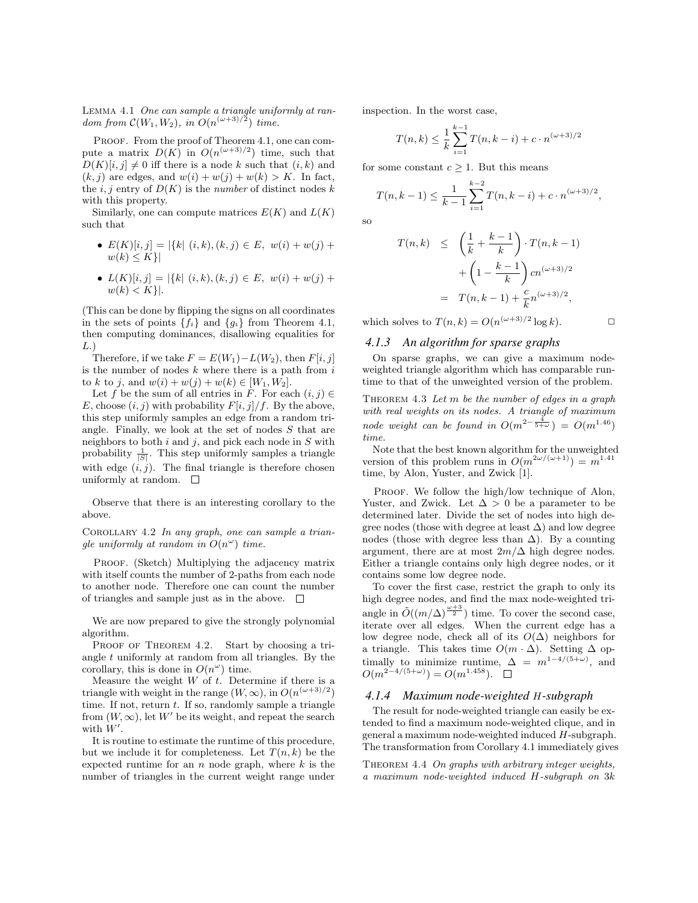LEMMA 4.1 *One can sample a triangle uniformly at random from $\mathcal{C}(W_1, W_2)$, in $O(n^{(\omega+3)/2})$ time.*

PROOF. From the proof of Theorem 4.1, one can compute a matrix $D(K)$ in $O(n^{(\omega+3)/2})$ time, such that $D(K)[i,j] \neq 0$ iff there is a node $k$ such that $(i,k)$ and $(k,j)$ are edges, and $w(i)+w(j)+w(k) > K$. In fact, the $i,j$ entry of $D(K)$ is the *number* of distinct nodes $k$ with this property.

Similarly, one can compute matrices $E(K)$ and $L(K)$ such that

- $E(K)[i,j] = |\{k| \ (i,k),(k,j) \in E, \ w(i)+w(j)+w(k) \leq K\}|$
- $L(K)[i,j] = |\{k| \ (i,k),(k,j) \in E, \ w(i)+w(j)+w(k) < K\}|$.

(This can be done by flipping the signs on all coordinates in the sets of points $\{f_i\}$ and $\{g_i\}$ from Theorem 4.1, then computing dominances, disallowing equalities for $L$.)

Therefore, if we take $F = E(W_1) - L(W_2)$, then $F[i,j]$ is the number of nodes $k$ where there is a path from $i$ to $k$ to $j$, and $w(i)+w(j)+w(k) \in [W_1, W_2]$.

Let $f$ be the sum of all entries in $F$. For each $(i,j) \in E$, choose $(i,j)$ with probability $F[i,j]/f$. By the above, this step uniformly samples an edge from a random triangle. Finally, we look at the set of nodes $S$ that are neighbors to both $i$ and $j$, and pick each node in $S$ with probability $\frac{1}{|S|}$. This step uniformly samples a triangle with edge $(i,j)$. The final triangle is therefore chosen uniformly at random. □

Observe that there is an interesting corollary to the above.

COROLLARY 4.2 *In any graph, one can sample a triangle uniformly at random in $O(n^\omega)$ time.*

PROOF. (Sketch) Multiplying the adjacency matrix with itself counts the number of 2-paths from each node to another node. Therefore one can count the number of triangles and sample just as in the above. □

We are now prepared to give the strongly polynomial algorithm.

PROOF OF THEOREM 4.2. Start by choosing a triangle $t$ uniformly at random from all triangles. By the corollary, this is done in $O(n^\omega)$ time.

Measure the weight $W$ of $t$. Determine if there is a triangle with weight in the range $(W, \infty)$, in $O(n^{(\omega+3)/2})$ time. If not, return $t$. If so, randomly sample a triangle from $(W, \infty)$, let $W'$ be its weight, and repeat the search with $W'$.

It is routine to estimate the runtime of this procedure, but we include it for completeness. Let $T(n,k)$ be the expected runtime for an $n$ node graph, where $k$ is the number of triangles in the current weight range under inspection. In the worst case,

$$T(n,k) \leq \frac{1}{k}\sum_{i=1}^{k-1} T(n,k-i) + c \cdot n^{(\omega+3)/2}$$

for some constant $c \geq 1$. But this means

$$T(n,k-1) \leq \frac{1}{k-1}\sum_{i=1}^{k-2} T(n,k-i) + c \cdot n^{(\omega+3)/2},$$

so

$$\begin{aligned} T(n,k) &\leq \left(\frac{1}{k} + \frac{k-1}{k}\right) \cdot T(n,k-1) \\ &\quad + \left(1 - \frac{k-1}{k}\right) cn^{(\omega+3)/2} \\ &= T(n,k-1) + \frac{c}{k} n^{(\omega+3)/2}, \end{aligned}$$

which solves to $T(n,k) = O(n^{(\omega+3)/2} \log k)$. □

### 4.1.3 An algorithm for sparse graphs

On sparse graphs, we can give a maximum node-weighted triangle algorithm which has comparable runtime to that of the unweighted version of the problem.

THEOREM 4.3 *Let $m$ be the number of edges in a graph with real weights on its nodes. A triangle of maximum node weight can be found in $O(m^{2-\frac{4}{5+\omega}}) = O(m^{1.46})$ time.*

Note that the best known algorithm for the unweighted version of this problem runs in $O(m^{2\omega/(\omega+1)}) = m^{1.41}$ time, by Alon, Yuster, and Zwick [1].

PROOF. We follow the high/low technique of Alon, Yuster, and Zwick. Let $\Delta > 0$ be a parameter to be determined later. Divide the set of nodes into high degree nodes (those with degree at least $\Delta$) and low degree nodes (those with degree less than $\Delta$). By a counting argument, there are at most $2m/\Delta$ high degree nodes. Either a triangle contains only high degree nodes, or it contains some low degree node.

To cover the first case, restrict the graph to only its high degree nodes, and find the max node-weighted triangle in $\tilde{O}((m/\Delta)^{\frac{\omega+3}{2}})$ time. To cover the second case, iterate over all edges. When the current edge has a low degree node, check all of its $O(\Delta)$ neighbors for a triangle. This takes time $O(m \cdot \Delta)$. Setting $\Delta$ optimally to minimize runtime, $\Delta = m^{1-4/(5+\omega)}$, and $O(m^{2-4/(5+\omega)}) = O(m^{1.458})$. □

### 4.1.4 Maximum node-weighted $H$-subgraph

The result for node-weighted triangle can easily be extended to find a maximum node-weighted clique, and in general a maximum node-weighted induced $H$-subgraph. The transformation from Corollary 4.1 immediately gives

THEOREM 4.4 *On graphs with arbitrary integer weights, a maximum node-weighted induced $H$-subgraph on $3k$*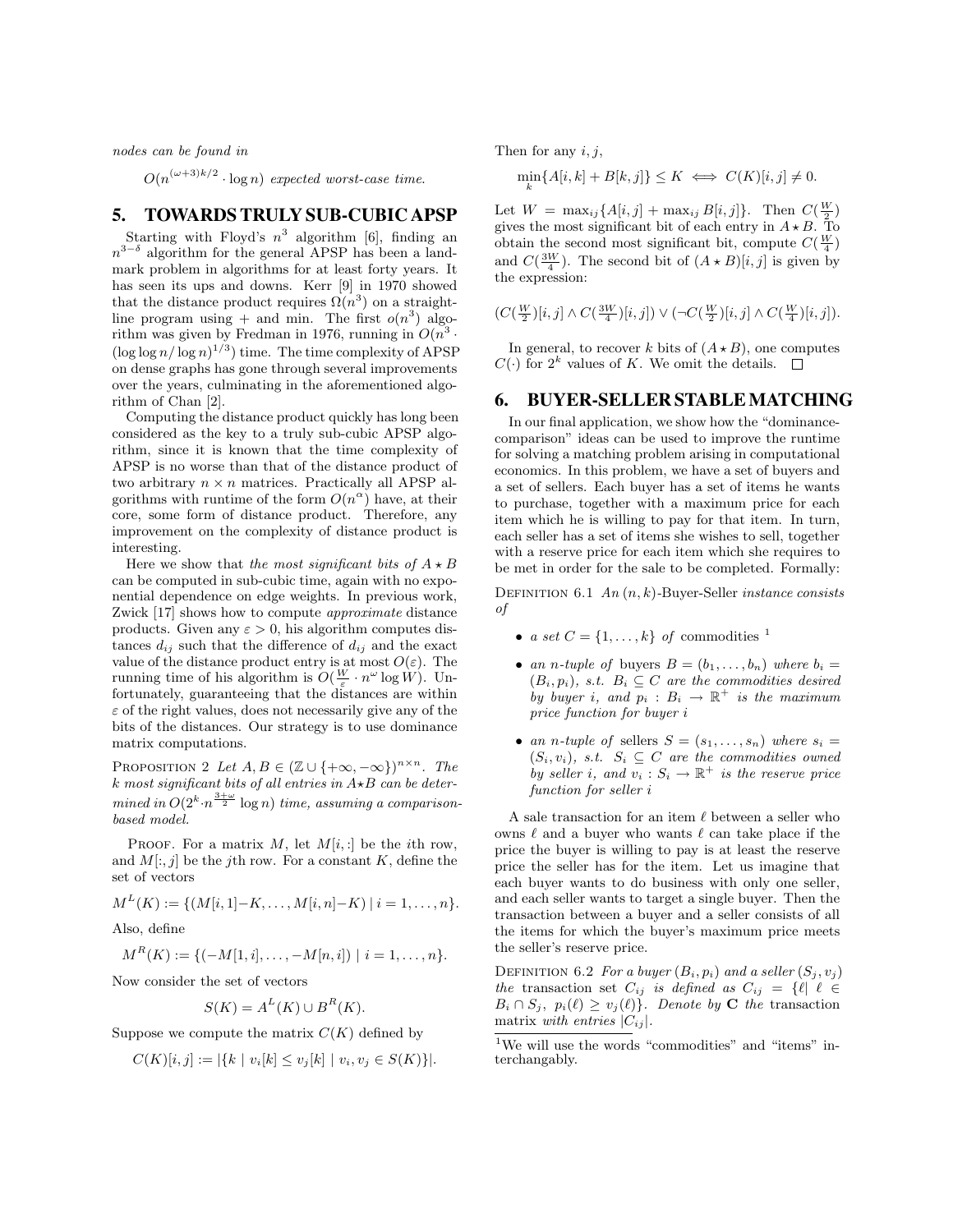*nodes can be found in*

$$O(n^{(\omega+3)k/2} \cdot \log n) \text{ expected worst-case time.}$$

## 5. TOWARDS TRULY SUB-CUBIC APSP

Starting with Floyd's $n^3$ algorithm [6], finding an $n^{3-\delta}$ algorithm for the general APSP has been a landmark problem in algorithms for at least forty years. It has seen its ups and downs. Kerr [9] in 1970 showed that the distance product requires $\Omega(n^3)$ on a straight-line program using + and min. The first $o(n^3)$ algorithm was given by Fredman in 1976, running in $O(n^3 \cdot (\log\log n/\log n)^{1/3})$ time. The time complexity of APSP on dense graphs has gone through several improvements over the years, culminating in the aforementioned algorithm of Chan [2].

Computing the distance product quickly has long been considered as the key to a truly sub-cubic APSP algorithm, since it is known that the time complexity of APSP is no worse than that of the distance product of two arbitrary $n \times n$ matrices. Practically all APSP algorithms with runtime of the form $O(n^\alpha)$ have, at their core, some form of distance product. Therefore, any improvement on the complexity of distance product is interesting.

Here we show that *the most significant bits of $A \star B$ can be computed in sub-cubic time, again with no exponential dependence on edge weights.* In previous work, Zwick [17] shows how to compute *approximate* distance products. Given any $\varepsilon > 0$, his algorithm computes distances $d_{ij}$ such that the difference of $d_{ij}$ and the exact value of the distance product entry is at most $O(\varepsilon)$. The running time of his algorithm is $O(\frac{W}{\varepsilon} \cdot n^\omega \log W)$. Unfortunately, guaranteeing that the distances are within $\varepsilon$ of the right values, does not necessarily give any of the bits of the distances. Our strategy is to use dominance matrix computations.

Proposition 2 *Let $A, B \in (\mathbb{Z} \cup \{+\infty, -\infty\})^{n\times n}$. The $k$ most significant bits of all entries in $A \star B$ can be determined in $O(2^k \cdot n^{\frac{3+\omega}{2}} \log n)$ time, assuming a comparison-based model.*

Proof. For a matrix $M$, let $M[i,:]$ be the $i$th row, and $M[:,j]$ be the $j$th row. For a constant $K$, define the set of vectors

$$M^L(K) := \{(M[i,1]-K, \ldots, M[i,n]-K) \mid i = 1, \ldots, n\}.$$

Also, define

$$M^R(K) := \{(-M[1,i], \ldots, -M[n,i]) \mid i = 1, \ldots, n\}.$$

Now consider the set of vectors

$$S(K) = A^L(K) \cup B^R(K).$$

Suppose we compute the matrix $C(K)$ defined by

$$C(K)[i,j] := |\{k \mid v_i[k] \leq v_j[k] \mid v_i, v_j \in S(K)\}|.$$

Then for any $i, j$,

$$\min_k\{A[i,k] + B[k,j]\} \leq K \iff C(K)[i,j] \neq 0.$$

Let $W = \max_{ij}\{A[i,j] + \max_{ij} B[i,j]\}$. Then $C(\frac{W}{2})$ gives the most significant bit of each entry in $A \star B$. To obtain the second most significant bit, compute $C(\frac{W}{4})$ and $C(\frac{3W}{4})$. The second bit of $(A \star B)[i,j]$ is given by the expression:

$$(C(\tfrac{W}{2})[i,j] \wedge C(\tfrac{3W}{4})[i,j]) \vee (\neg C(\tfrac{W}{2})[i,j] \wedge C(\tfrac{W}{4})[i,j]).$$

In general, to recover $k$ bits of $(A \star B)$, one computes $C(\cdot)$ for $2^k$ values of $K$. We omit the details. $\square$

## 6. BUYER-SELLER STABLE MATCHING

In our final application, we show how the "dominance-comparison" ideas can be used to improve the runtime for solving a matching problem arising in computational economics. In this problem, we have a set of buyers and a set of sellers. Each buyer has a set of items he wants to purchase, together with a maximum price for each item which he is willing to pay for that item. In turn, each seller has a set of items she wishes to sell, together with a reserve price for each item which she requires to be met in order for the sale to be completed. Formally:

Definition 6.1 *An $(n,k)$-Buyer-Seller instance consists of*

- *a set $C = \{1, \ldots, k\}$ of* commodities [1]
- *an $n$-tuple of* buyers *$B = (b_1, \ldots, b_n)$ where $b_i = (B_i, p_i)$, s.t. $B_i \subseteq C$ are the commodities desired by buyer $i$, and $p_i : B_i \to \mathbb{R}^+$ is the maximum price function for buyer $i$*
- *an $n$-tuple of* sellers *$S = (s_1, \ldots, s_n)$ where $s_i = (S_i, v_i)$, s.t. $S_i \subseteq C$ are the commodities owned by seller $i$, and $v_i : S_i \to \mathbb{R}^+$ is the reserve price function for seller $i$*

A sale transaction for an item $\ell$ between a seller who owns $\ell$ and a buyer who wants $\ell$ can take place if the price the buyer is willing to pay is at least the reserve price the seller has for the item. Let us imagine that each buyer wants to do business with only one seller, and each seller wants to target a single buyer. Then the transaction between a buyer and a seller consists of all the items for which the buyer's maximum price meets the seller's reserve price.

Definition 6.2 *For a buyer $(B_i, p_i)$ and a seller $(S_j, v_j)$ the* transaction set *$C_{ij}$ is defined as $C_{ij} = \{\ell \mid \ell \in B_i \cap S_j,\ p_i(\ell) \geq v_j(\ell)\}$. Denote by $\mathbf{C}$ the* transaction matrix *with entries $|C_{ij}|$.*

[1] We will use the words "commodities" and "items" interchangably.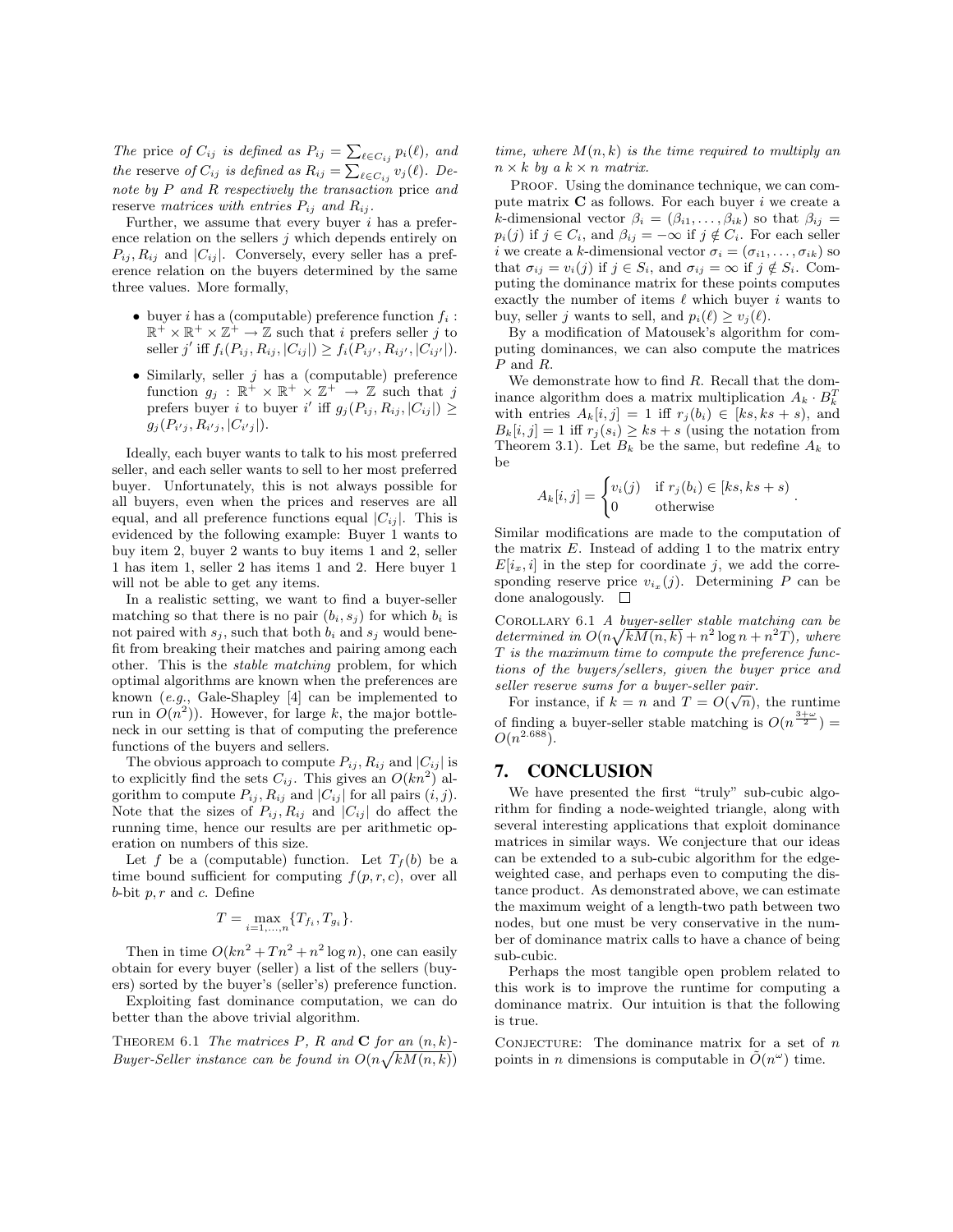*The* price *of* $C_{ij}$ *is defined as* $P_{ij} = \sum_{\ell \in C_{ij}} p_i(\ell)$*, and the* reserve *of* $C_{ij}$ *is defined as* $R_{ij} = \sum_{\ell \in C_{ij}} v_j(\ell)$*. Denote by* $P$ *and* $R$ *respectively the transaction* price *and* reserve *matrices with entries* $P_{ij}$ *and* $R_{ij}$*.*

Further, we assume that every buyer $i$ has a preference relation on the sellers $j$ which depends entirely on $P_{ij}, R_{ij}$ and $|C_{ij}|$. Conversely, every seller has a preference relation on the buyers determined by the same three values. More formally,

- buyer $i$ has a (computable) preference function $f_i : \mathbb{R}^+ \times \mathbb{R}^+ \times \mathbb{Z}^+ \to \mathbb{Z}$ such that $i$ prefers seller $j$ to seller $j'$ iff $f_i(P_{ij}, R_{ij}, |C_{ij}|) \geq f_i(P_{ij'}, R_{ij'}, |C_{ij'}|)$.
- Similarly, seller $j$ has a (computable) preference function $g_j : \mathbb{R}^+ \times \mathbb{R}^+ \times \mathbb{Z}^+ \to \mathbb{Z}$ such that $j$ prefers buyer $i$ to buyer $i'$ iff $g_j(P_{ij}, R_{ij}, |C_{ij}|) \geq g_j(P_{i'j}, R_{i'j}, |C_{i'j}|)$.

Ideally, each buyer wants to talk to his most preferred seller, and each seller wants to sell to her most preferred buyer. Unfortunately, this is not always possible for all buyers, even when the prices and reserves are all equal, and all preference functions equal $|C_{ij}|$. This is evidenced by the following example: Buyer 1 wants to buy item 2, buyer 2 wants to buy items 1 and 2, seller 1 has item 1, seller 2 has items 1 and 2. Here buyer 1 will not be able to get any items.

In a realistic setting, we want to find a buyer-seller matching so that there is no pair $(b_i, s_j)$ for which $b_i$ is not paired with $s_j$, such that both $b_i$ and $s_j$ would benefit from breaking their matches and pairing among each other. This is the *stable matching* problem, for which optimal algorithms are known when the preferences are known (*e.g.*, Gale-Shapley [4] can be implemented to run in $O(n^2)$). However, for large $k$, the major bottleneck in our setting is that of computing the preference functions of the buyers and sellers.

The obvious approach to compute $P_{ij}, R_{ij}$ and $|C_{ij}|$ is to explicitly find the sets $C_{ij}$. This gives an $O(kn^2)$ algorithm to compute $P_{ij}, R_{ij}$ and $|C_{ij}|$ for all pairs $(i,j)$. Note that the sizes of $P_{ij}, R_{ij}$ and $|C_{ij}|$ do affect the running time, hence our results are per arithmetic operation on numbers of this size.

Let $f$ be a (computable) function. Let $T_f(b)$ be a time bound sufficient for computing $f(p, r, c)$, over all $b$-bit $p, r$ and $c$. Define

$$T = \max_{i=1,\ldots,n} \{T_{f_i}, T_{g_i}\}.$$

Then in time $O(kn^2 + Tn^2 + n^2 \log n)$, one can easily obtain for every buyer (seller) a list of the sellers (buyers) sorted by the buyer's (seller's) preference function.

Exploiting fast dominance computation, we can do better than the above trivial algorithm.

Theorem 6.1 *The matrices* $P$*,* $R$ *and* $\mathbf{C}$ *for an* $(n,k)$*-Buyer-Seller instance can be found in* $O(n\sqrt{kM(n,k)})$ *time, where* $M(n,k)$ *is the time required to multiply an* $n \times k$ *by a* $k \times n$ *matrix.*

Proof. Using the dominance technique, we can compute matrix $\mathbf{C}$ as follows. For each buyer $i$ we create a $k$-dimensional vector $\beta_i = (\beta_{i1}, \ldots, \beta_{ik})$ so that $\beta_{ij} = p_i(j)$ if $j \in C_i$, and $\beta_{ij} = -\infty$ if $j \notin C_i$. For each seller $i$ we create a $k$-dimensional vector $\sigma_i = (\sigma_{i1}, \ldots, \sigma_{ik})$ so that $\sigma_{ij} = v_i(j)$ if $j \in S_i$, and $\sigma_{ij} = \infty$ if $j \notin S_i$. Computing the dominance matrix for these points computes exactly the number of items $\ell$ which buyer $i$ wants to buy, seller $j$ wants to sell, and $p_i(\ell) \geq v_j(\ell)$.

By a modification of Matousek's algorithm for computing dominances, we can also compute the matrices $P$ and $R$.

We demonstrate how to find $R$. Recall that the dominance algorithm does a matrix multiplication $A_k \cdot B_k^T$ with entries $A_k[i,j] = 1$ iff $r_j(b_i) \in [ks, ks+s)$, and $B_k[i,j] = 1$ iff $r_j(s_i) \geq ks + s$ (using the notation from Theorem 3.1). Let $B_k$ be the same, but redefine $A_k$ to be

$$A_k[i,j] = \begin{cases} v_i(j) & \text{if } r_j(b_i) \in [ks, ks+s) \\ 0 & \text{otherwise} \end{cases}.$$

Similar modifications are made to the computation of the matrix $E$. Instead of adding 1 to the matrix entry $E[i_x, i]$ in the step for coordinate $j$, we add the corresponding reserve price $v_{i_x}(j)$. Determining $P$ can be done analogously. $\square$

Corollary 6.1 *A buyer-seller stable matching can be determined in* $O(n\sqrt{kM(n,k)} + n^2 \log n + n^2 T)$*, where* $T$ *is the maximum time to compute the preference functions of the buyers/sellers, given the buyer price and seller reserve sums for a buyer-seller pair.*

For instance, if $k = n$ and $T = O(\sqrt{n})$, the runtime of finding a buyer-seller stable matching is $O(n^{\frac{3+\omega}{2}}) = O(n^{2.688})$.

## 7. CONCLUSION

We have presented the first "truly" sub-cubic algorithm for finding a node-weighted triangle, along with several interesting applications that exploit dominance matrices in similar ways. We conjecture that our ideas can be extended to a sub-cubic algorithm for the edge-weighted case, and perhaps even to computing the distance product. As demonstrated above, we can estimate the maximum weight of a length-two path between two nodes, but one must be very conservative in the number of dominance matrix calls to have a chance of being sub-cubic.

Perhaps the most tangible open problem related to this work is to improve the runtime for computing a dominance matrix. Our intuition is that the following is true.

Conjecture: The dominance matrix for a set of $n$ points in $n$ dimensions is computable in $\tilde{O}(n^\omega)$ time.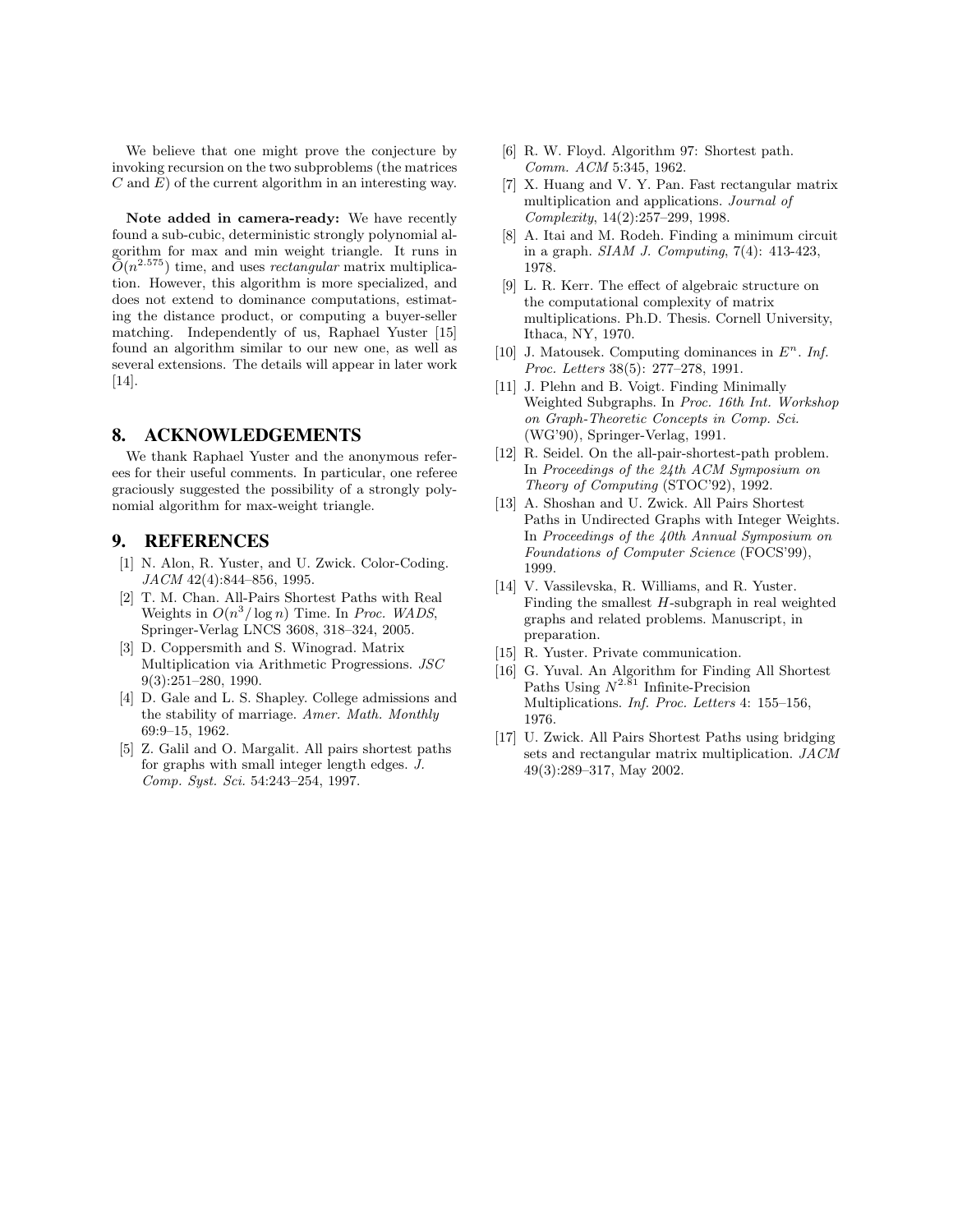We believe that one might prove the conjecture by invoking recursion on the two subproblems (the matrices $C$ and $E$) of the current algorithm in an interesting way.

**Note added in camera-ready:** We have recently found a sub-cubic, deterministic strongly polynomial algorithm for max and min weight triangle. It runs in $\tilde{O}(n^{2.575})$ time, and uses *rectangular* matrix multiplication. However, this algorithm is more specialized, and does not extend to dominance computations, estimating the distance product, or computing a buyer-seller matching. Independently of us, Raphael Yuster [15] found an algorithm similar to our new one, as well as several extensions. The details will appear in later work [14].

## 8. ACKNOWLEDGEMENTS

We thank Raphael Yuster and the anonymous referees for their useful comments. In particular, one referee graciously suggested the possibility of a strongly polynomial algorithm for max-weight triangle.

## 9. REFERENCES

[1] N. Alon, R. Yuster, and U. Zwick. Color-Coding. *JACM* 42(4):844–856, 1995.

[2] T. M. Chan. All-Pairs Shortest Paths with Real Weights in $O(n^3/\log n)$ Time. In *Proc. WADS*, Springer-Verlag LNCS 3608, 318–324, 2005.

[3] D. Coppersmith and S. Winograd. Matrix Multiplication via Arithmetic Progressions. *JSC* 9(3):251–280, 1990.

[4] D. Gale and L. S. Shapley. College admissions and the stability of marriage. *Amer. Math. Monthly* 69:9–15, 1962.

[5] Z. Galil and O. Margalit. All pairs shortest paths for graphs with small integer length edges. *J. Comp. Syst. Sci.* 54:243–254, 1997.

[6] R. W. Floyd. Algorithm 97: Shortest path. *Comm. ACM* 5:345, 1962.

[7] X. Huang and V. Y. Pan. Fast rectangular matrix multiplication and applications. *Journal of Complexity*, 14(2):257–299, 1998.

[8] A. Itai and M. Rodeh. Finding a minimum circuit in a graph. *SIAM J. Computing*, 7(4): 413-423, 1978.

[9] L. R. Kerr. The effect of algebraic structure on the computational complexity of matrix multiplications. Ph.D. Thesis. Cornell University, Ithaca, NY, 1970.

[10] J. Matousek. Computing dominances in $E^n$. *Inf. Proc. Letters* 38(5): 277–278, 1991.

[11] J. Plehn and B. Voigt. Finding Minimally Weighted Subgraphs. In *Proc. 16th Int. Workshop on Graph-Theoretic Concepts in Comp. Sci.* (WG'90), Springer-Verlag, 1991.

[12] R. Seidel. On the all-pair-shortest-path problem. In *Proceedings of the 24th ACM Symposium on Theory of Computing* (STOC'92), 1992.

[13] A. Shoshan and U. Zwick. All Pairs Shortest Paths in Undirected Graphs with Integer Weights. In *Proceedings of the 40th Annual Symposium on Foundations of Computer Science* (FOCS'99), 1999.

[14] V. Vassilevska, R. Williams, and R. Yuster. Finding the smallest $H$-subgraph in real weighted graphs and related problems. Manuscript, in preparation.

[15] R. Yuster. Private communication.

[16] G. Yuval. An Algorithm for Finding All Shortest Paths Using $N^{2.81}$ Infinite-Precision Multiplications. *Inf. Proc. Letters* 4: 155–156, 1976.

[17] U. Zwick. All Pairs Shortest Paths using bridging sets and rectangular matrix multiplication. *JACM* 49(3):289–317, May 2002.